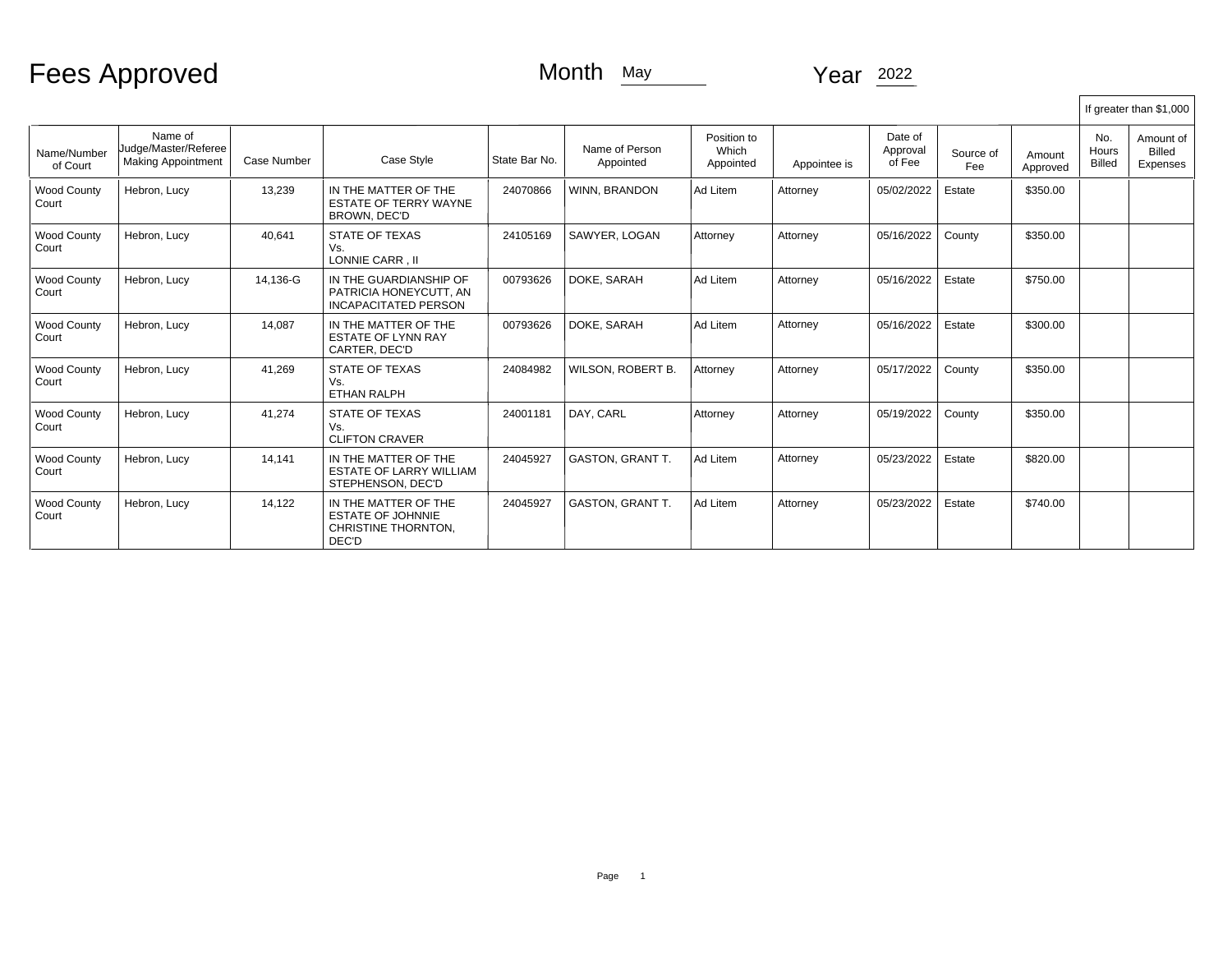# Fees Approved

Month May    Year 2022

| Name/Number of Court | Name of Judge/Master/Referee Making Appointment | Case Number | Case Style | State Bar No. | Name of Person Appointed | Position to Which Appointed | Appointee is | Date of Approval of Fee | Source of Fee | Amount Approved | If greater than $1,000: No. Hours Billed | If greater than $1,000: Amount of Billed Expenses |
|---|---|---|---|---|---|---|---|---|---|---|---|---|
| Wood County Court | Hebron, Lucy | 13,239 | IN THE MATTER OF THE ESTATE OF TERRY WAYNE BROWN, DEC'D | 24070866 | WINN, BRANDON | Ad Litem | Attorney | 05/02/2022 | Estate | $350.00 | | |
| Wood County Court | Hebron, Lucy | 40,641 | STATE OF TEXAS Vs. LONNIE CARR , II | 24105169 | SAWYER, LOGAN | Attorney | Attorney | 05/16/2022 | County | $350.00 | | |
| Wood County Court | Hebron, Lucy | 14,136-G | IN THE GUARDIANSHIP OF PATRICIA HONEYCUTT, AN INCAPACITATED PERSON | 00793626 | DOKE, SARAH | Ad Litem | Attorney | 05/16/2022 | Estate | $750.00 | | |
| Wood County Court | Hebron, Lucy | 14,087 | IN THE MATTER OF THE ESTATE OF LYNN RAY CARTER, DEC'D | 00793626 | DOKE, SARAH | Ad Litem | Attorney | 05/16/2022 | Estate | $300.00 | | |
| Wood County Court | Hebron, Lucy | 41,269 | STATE OF TEXAS Vs. ETHAN RALPH | 24084982 | WILSON, ROBERT B. | Attorney | Attorney | 05/17/2022 | County | $350.00 | | |
| Wood County Court | Hebron, Lucy | 41,274 | STATE OF TEXAS Vs. CLIFTON CRAVER | 24001181 | DAY, CARL | Attorney | Attorney | 05/19/2022 | County | $350.00 | | |
| Wood County Court | Hebron, Lucy | 14,141 | IN THE MATTER OF THE ESTATE OF LARRY WILLIAM STEPHENSON, DEC'D | 24045927 | GASTON, GRANT T. | Ad Litem | Attorney | 05/23/2022 | Estate | $820.00 | | |
| Wood County Court | Hebron, Lucy | 14,122 | IN THE MATTER OF THE ESTATE OF JOHNNIE CHRISTINE THORNTON, DEC'D | 24045927 | GASTON, GRANT T. | Ad Litem | Attorney | 05/23/2022 | Estate | $740.00 | | |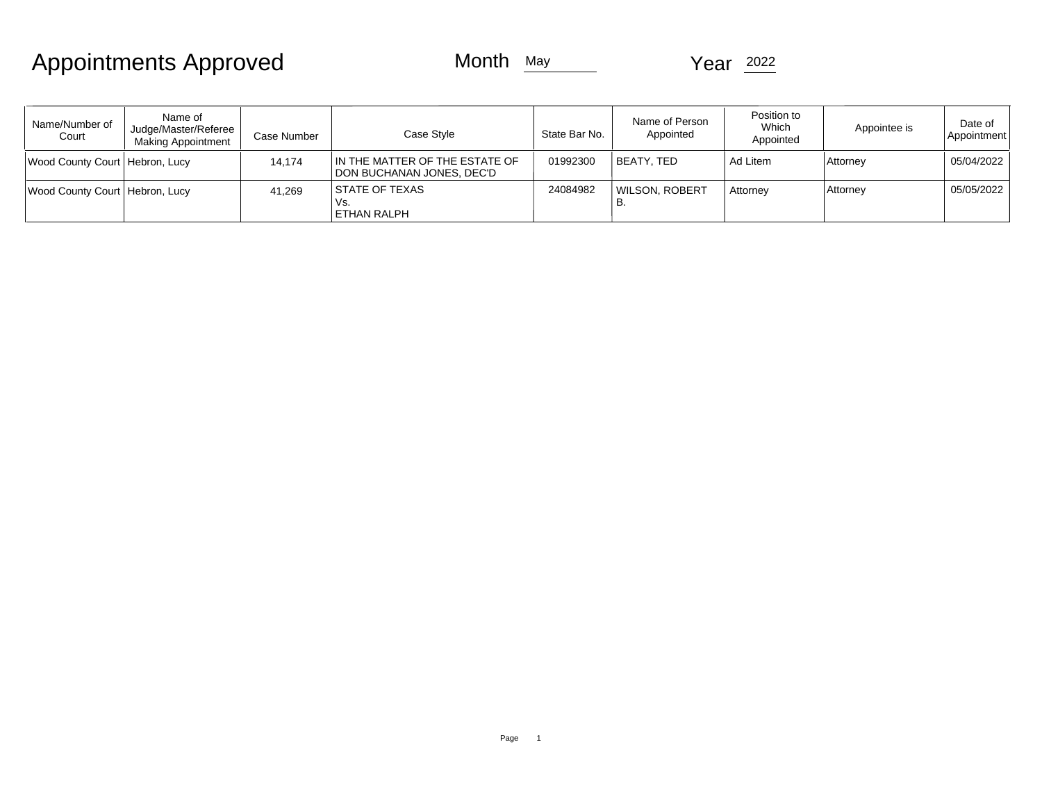# Appointments Approved

Month May

Year 2022

| Name/Number of Court | Name of Judge/Master/Referee Making Appointment | Case Number | Case Style | State Bar No. | Name of Person Appointed | Position to Which Appointed | Appointee is | Date of Appointment |
|---|---|---|---|---|---|---|---|---|
| Wood County Court | Hebron, Lucy | 14,174 | IN THE MATTER OF THE ESTATE OF DON BUCHANAN JONES, DEC'D | 01992300 | BEATY, TED | Ad Litem | Attorney | 05/04/2022 |
| Wood County Court | Hebron, Lucy | 41,269 | STATE OF TEXAS Vs. ETHAN RALPH | 24084982 | WILSON, ROBERT B. | Attorney | Attorney | 05/05/2022 |